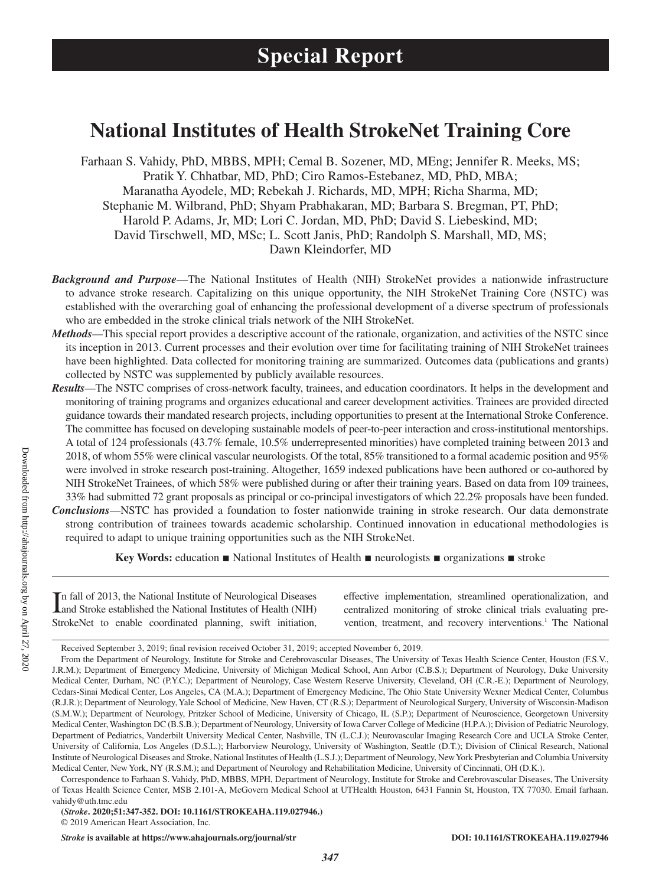Special Report

# National Institutes of Health StrokeNet Training Core

Farhaan S. Vahidy, PhD, MBBS, MPH; Cemal B. Sozener, MD, MEng; Jennifer R. Meeks, MS; Pratik Y. Chhatbar, MD, PhD; Ciro Ramos-Estebanez, MD, PhD, MBA; Maranatha Ayodele, MD; Rebekah J. Richards, MD, MPH; Richa Sharma, MD; Stephanie M. Wilbrand, PhD; Shyam Prabhakaran, MD; Barbara S. Bregman, PT, PhD; Harold P. Adams, Jr, MD; Lori C. Jordan, MD, PhD; David S. Liebeskind, MD; David Tirschwell, MD, MSc; L. Scott Janis, PhD; Randolph S. Marshall, MD, MS; Dawn Kleindorfer, MD

***Background and Purpose*****—**The National Institutes of Health (NIH) StrokeNet provides a nationwide infrastructure to advance stroke research. Capitalizing on this unique opportunity, the NIH StrokeNet Training Core (NSTC) was established with the overarching goal of enhancing the professional development of a diverse spectrum of professionals who are embedded in the stroke clinical trials network of the NIH StrokeNet.

***Methods*****—**This special report provides a descriptive account of the rationale, organization, and activities of the NSTC since its inception in 2013. Current processes and their evolution over time for facilitating training of NIH StrokeNet trainees have been highlighted. Data collected for monitoring training are summarized. Outcomes data (publications and grants) collected by NSTC was supplemented by publicly available resources.

***Results*****—**The NSTC comprises of cross-network faculty, trainees, and education coordinators. It helps in the development and monitoring of training programs and organizes educational and career development activities. Trainees are provided directed guidance towards their mandated research projects, including opportunities to present at the International Stroke Conference. The committee has focused on developing sustainable models of peer-to-peer interaction and cross-institutional mentorships. A total of 124 professionals (43.7% female, 10.5% underrepresented minorities) have completed training between 2013 and 2018, of whom 55% were clinical vascular neurologists. Of the total, 85% transitioned to a formal academic position and 95% were involved in stroke research post-training. Altogether, 1659 indexed publications have been authored or co-authored by NIH StrokeNet Trainees, of which 58% were published during or after their training years. Based on data from 109 trainees, 33% had submitted 72 grant proposals as principal or co-principal investigators of which 22.2% proposals have been funded.

***Conclusions*****—**NSTC has provided a foundation to foster nationwide training in stroke research. Our data demonstrate strong contribution of trainees towards academic scholarship. Continued innovation in educational methodologies is required to adapt to unique training opportunities such as the NIH StrokeNet.

**Key Words:** education ■ National Institutes of Health ■ neurologists ■ organizations ■ stroke

In fall of 2013, the National Institute of Neurological Diseases and Stroke established the National Institutes of Health (NIH) StrokeNet to enable coordinated planning, swift initiation, effective implementation, streamlined operationalization, and centralized monitoring of stroke clinical trials evaluating prevention, treatment, and recovery interventions.[1] The National

Received September 3, 2019; final revision received October 31, 2019; accepted November 6, 2019.

From the Department of Neurology, Institute for Stroke and Cerebrovascular Diseases, The University of Texas Health Science Center, Houston (F.S.V., J.R.M.); Department of Emergency Medicine, University of Michigan Medical School, Ann Arbor (C.B.S.); Department of Neurology, Duke University Medical Center, Durham, NC (P.Y.C.); Department of Neurology, Case Western Reserve University, Cleveland, OH (C.R.-E.); Department of Neurology, Cedars-Sinai Medical Center, Los Angeles, CA (M.A.); Department of Emergency Medicine, The Ohio State University Wexner Medical Center, Columbus (R.J.R.); Department of Neurology, Yale School of Medicine, New Haven, CT (R.S.); Department of Neurological Surgery, University of Wisconsin-Madison (S.M.W.); Department of Neurology, Pritzker School of Medicine, University of Chicago, IL (S.P.); Department of Neuroscience, Georgetown University Medical Center, Washington DC (B.S.B.); Department of Neurology, University of Iowa Carver College of Medicine (H.P.A.); Division of Pediatric Neurology, Department of Pediatrics, Vanderbilt University Medical Center, Nashville, TN (L.C.J.); Neurovascular Imaging Research Core and UCLA Stroke Center, University of California, Los Angeles (D.S.L.); Harborview Neurology, University of Washington, Seattle (D.T.); Division of Clinical Research, National Institute of Neurological Diseases and Stroke, National Institutes of Health (L.S.J.); Department of Neurology, New York Presbyterian and Columbia University Medical Center, New York, NY (R.S.M.); and Department of Neurology and Rehabilitation Medicine, University of Cincinnati, OH (D.K.).

Correspondence to Farhaan S. Vahidy, PhD, MBBS, MPH, Department of Neurology, Institute for Stroke and Cerebrovascular Diseases, The University of Texas Health Science Center, MSB 2.101-A, McGovern Medical School at UTHealth Houston, 6431 Fannin St, Houston, TX 77030. Email farhaan.vahidy@uth.tmc.edu

(*Stroke*. 2020;51:347-352. DOI: 10.1161/STROKEAHA.119.027946.)

© 2019 American Heart Association, Inc.

*Stroke* is available at https://www.ahajournals.org/journal/str DOI: 10.1161/STROKEAHA.119.027946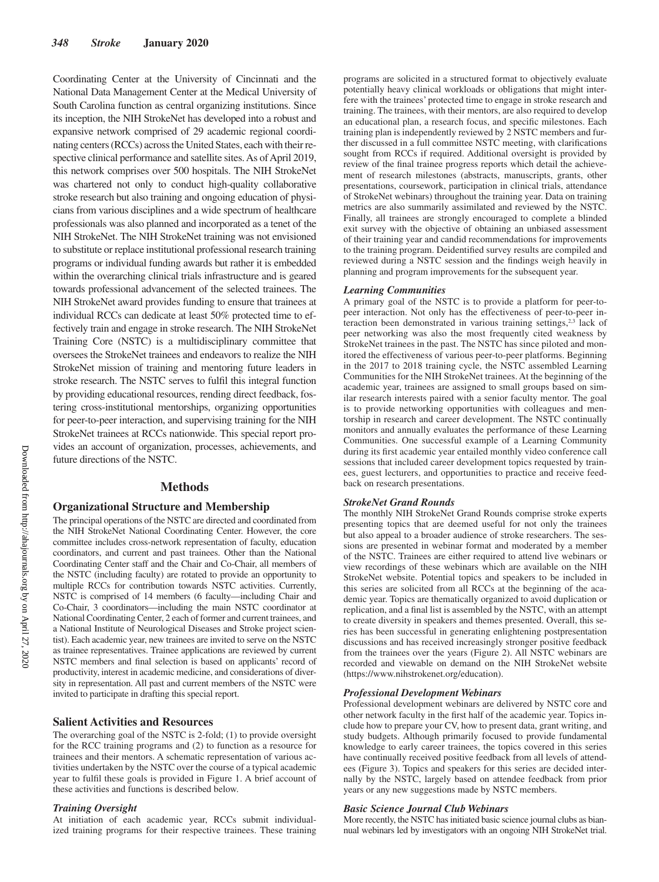Coordinating Center at the University of Cincinnati and the National Data Management Center at the Medical University of South Carolina function as central organizing institutions. Since its inception, the NIH StrokeNet has developed into a robust and expansive network comprised of 29 academic regional coordinating centers (RCCs) across the United States, each with their respective clinical performance and satellite sites. As of April 2019, this network comprises over 500 hospitals. The NIH StrokeNet was chartered not only to conduct high-quality collaborative stroke research but also training and ongoing education of physicians from various disciplines and a wide spectrum of healthcare professionals was also planned and incorporated as a tenet of the NIH StrokeNet. The NIH StrokeNet training was not envisioned to substitute or replace institutional professional research training programs or individual funding awards but rather it is embedded within the overarching clinical trials infrastructure and is geared towards professional advancement of the selected trainees. The NIH StrokeNet award provides funding to ensure that trainees at individual RCCs can dedicate at least 50% protected time to effectively train and engage in stroke research. The NIH StrokeNet Training Core (NSTC) is a multidisciplinary committee that oversees the StrokeNet trainees and endeavors to realize the NIH StrokeNet mission of training and mentoring future leaders in stroke research. The NSTC serves to fulfil this integral function by providing educational resources, rending direct feedback, fostering cross-institutional mentorships, organizing opportunities for peer-to-peer interaction, and supervising training for the NIH StrokeNet trainees at RCCs nationwide. This special report provides an account of organization, processes, achievements, and future directions of the NSTC.

## Methods

### Organizational Structure and Membership

The principal operations of the NSTC are directed and coordinated from the NIH StrokeNet National Coordinating Center. However, the core committee includes cross-network representation of faculty, education coordinators, and current and past trainees. Other than the National Coordinating Center staff and the Chair and Co-Chair, all members of the NSTC (including faculty) are rotated to provide an opportunity to multiple RCCs for contribution towards NSTC activities. Currently, NSTC is comprised of 14 members (6 faculty—including Chair and Co-Chair, 3 coordinators—including the main NSTC coordinator at National Coordinating Center, 2 each of former and current trainees, and a National Institute of Neurological Diseases and Stroke project scientist). Each academic year, new trainees are invited to serve on the NSTC as trainee representatives. Trainee applications are reviewed by current NSTC members and final selection is based on applicants' record of productivity, interest in academic medicine, and considerations of diversity in representation. All past and current members of the NSTC were invited to participate in drafting this special report.

### Salient Activities and Resources

The overarching goal of the NSTC is 2-fold; (1) to provide oversight for the RCC training programs and (2) to function as a resource for trainees and their mentors. A schematic representation of various activities undertaken by the NSTC over the course of a typical academic year to fulfil these goals is provided in Figure 1. A brief account of these activities and functions is described below.

#### *Training Oversight*

At initiation of each academic year, RCCs submit individualized training programs for their respective trainees. These training programs are solicited in a structured format to objectively evaluate potentially heavy clinical workloads or obligations that might interfere with the trainees' protected time to engage in stroke research and training. The trainees, with their mentors, are also required to develop an educational plan, a research focus, and specific milestones. Each training plan is independently reviewed by 2 NSTC members and further discussed in a full committee NSTC meeting, with clarifications sought from RCCs if required. Additional oversight is provided by review of the final trainee progress reports which detail the achievement of research milestones (abstracts, manuscripts, grants, other presentations, coursework, participation in clinical trials, attendance of StrokeNet webinars) throughout the training year. Data on training metrics are also summarily assimilated and reviewed by the NSTC. Finally, all trainees are strongly encouraged to complete a blinded exit survey with the objective of obtaining an unbiased assessment of their training year and candid recommendations for improvements to the training program. Deidentified survey results are compiled and reviewed during a NSTC session and the findings weigh heavily in planning and program improvements for the subsequent year.

#### *Learning Communities*

A primary goal of the NSTC is to provide a platform for peer-to-peer interaction. Not only has the effectiveness of peer-to-peer interaction been demonstrated in various training settings,[2,3] lack of peer networking was also the most frequently cited weakness by StrokeNet trainees in the past. The NSTC has since piloted and monitored the effectiveness of various peer-to-peer platforms. Beginning in the 2017 to 2018 training cycle, the NSTC assembled Learning Communities for the NIH StrokeNet trainees. At the beginning of the academic year, trainees are assigned to small groups based on similar research interests paired with a senior faculty mentor. The goal is to provide networking opportunities with colleagues and mentorship in research and career development. The NSTC continually monitors and annually evaluates the performance of these Learning Communities. One successful example of a Learning Community during its first academic year entailed monthly video conference call sessions that included career development topics requested by trainees, guest lecturers, and opportunities to practice and receive feedback on research presentations.

#### *StrokeNet Grand Rounds*

The monthly NIH StrokeNet Grand Rounds comprise stroke experts presenting topics that are deemed useful for not only the trainees but also appeal to a broader audience of stroke researchers. The sessions are presented in webinar format and moderated by a member of the NSTC. Trainees are either required to attend live webinars or view recordings of these webinars which are available on the NIH StrokeNet website. Potential topics and speakers to be included in this series are solicited from all RCCs at the beginning of the academic year. Topics are thematically organized to avoid duplication or replication, and a final list is assembled by the NSTC, with an attempt to create diversity in speakers and themes presented. Overall, this series has been successful in generating enlightening postpresentation discussions and has received increasingly stronger positive feedback from the trainees over the years (Figure 2). All NSTC webinars are recorded and viewable on demand on the NIH StrokeNet website (https://www.nihstrokenet.org/education).

#### *Professional Development Webinars*

Professional development webinars are delivered by NSTC core and other network faculty in the first half of the academic year. Topics include how to prepare your CV, how to present data, grant writing, and study budgets. Although primarily focused to provide fundamental knowledge to early career trainees, the topics covered in this series have continually received positive feedback from all levels of attendees (Figure 3). Topics and speakers for this series are decided internally by the NSTC, largely based on attendee feedback from prior years or any new suggestions made by NSTC members.

#### *Basic Science Journal Club Webinars*

More recently, the NSTC has initiated basic science journal clubs as biannual webinars led by investigators with an ongoing NIH StrokeNet trial.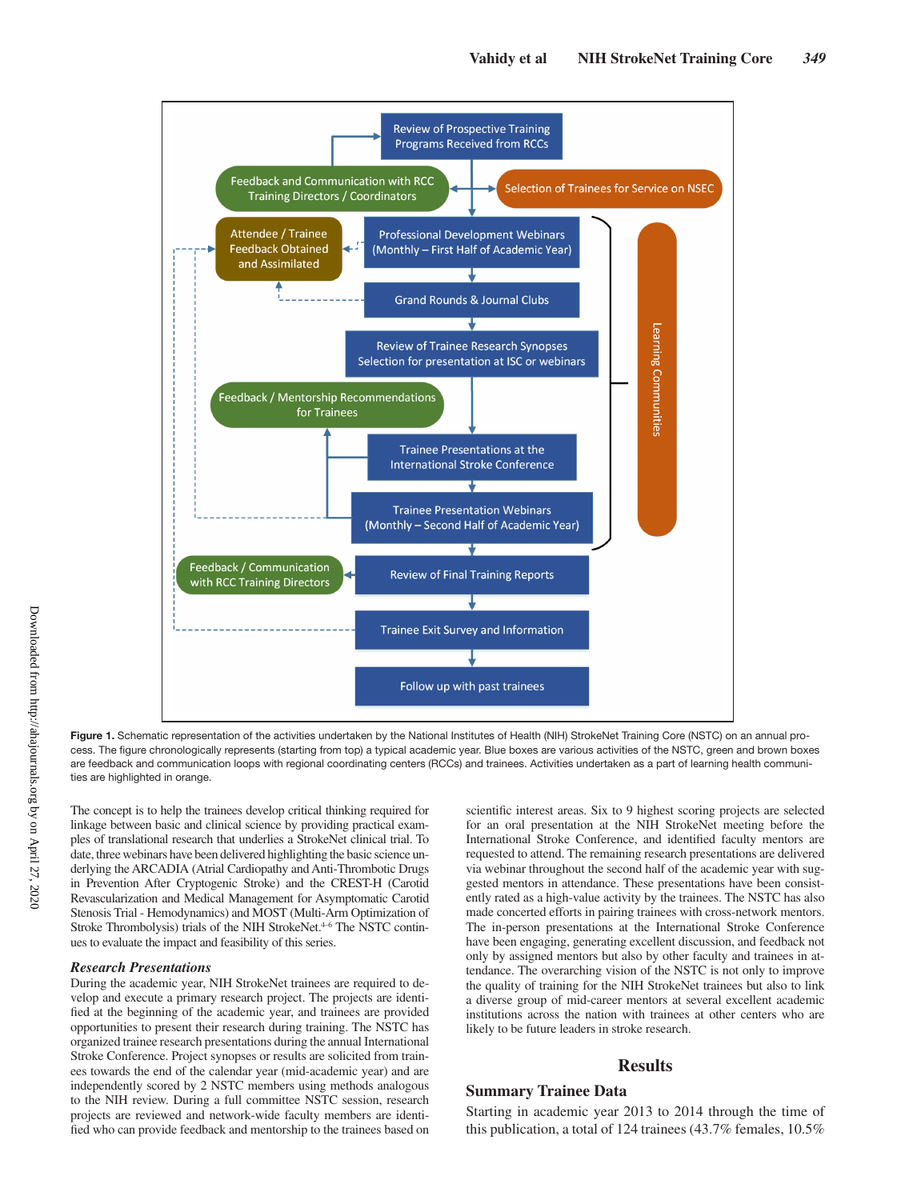**Figure 1.** Schematic representation of the activities undertaken by the National Institutes of Health (NIH) StrokeNet Training Core (NSTC) on an annual process. The figure chronologically represents (starting from top) a typical academic year. Blue boxes are various activities of the NSTC, green and brown boxes are feedback and communication loops with regional coordinating centers (RCCs) and trainees. Activities undertaken as a part of learning health communities are highlighted in orange.

The concept is to help the trainees develop critical thinking required for linkage between basic and clinical science by providing practical examples of translational research that underlies a StrokeNet clinical trial. To date, three webinars have been delivered highlighting the basic science underlying the ARCADIA (Atrial Cardiopathy and Anti-Thrombotic Drugs in Prevention After Cryptogenic Stroke) and the CREST-H (Carotid Revascularization and Medical Management for Asymptomatic Carotid Stenosis Trial - Hemodynamics) and MOST (Multi-Arm Optimization of Stroke Thrombolysis) trials of the NIH StrokeNet.[4–6] The NSTC continues to evaluate the impact and feasibility of this series.

### *Research Presentations*

During the academic year, NIH StrokeNet trainees are required to develop and execute a primary research project. The projects are identified at the beginning of the academic year, and trainees are provided opportunities to present their research during training. The NSTC has organized trainee research presentations during the annual International Stroke Conference. Project synopses or results are solicited from trainees towards the end of the calendar year (mid-academic year) and are independently scored by 2 NSTC members using methods analogous to the NIH review. During a full committee NSTC session, research projects are reviewed and network-wide faculty members are identified who can provide feedback and mentorship to the trainees based on scientific interest areas. Six to 9 highest scoring projects are selected for an oral presentation at the NIH StrokeNet meeting before the International Stroke Conference, and identified faculty mentors are requested to attend. The remaining research presentations are delivered via webinar throughout the second half of the academic year with suggested mentors in attendance. These presentations have been consistently rated as a high-value activity by the trainees. The NSTC has also made concerted efforts in pairing trainees with cross-network mentors. The in-person presentations at the International Stroke Conference have been engaging, generating excellent discussion, and feedback not only by assigned mentors but also by other faculty and trainees in attendance. The overarching vision of the NSTC is not only to improve the quality of training for the NIH StrokeNet trainees but also to link a diverse group of mid-career mentors at several excellent academic institutions across the nation with trainees at other centers who are likely to be future leaders in stroke research.

## Results

### Summary Trainee Data

Starting in academic year 2013 to 2014 through the time of this publication, a total of 124 trainees (43.7% females, 10.5%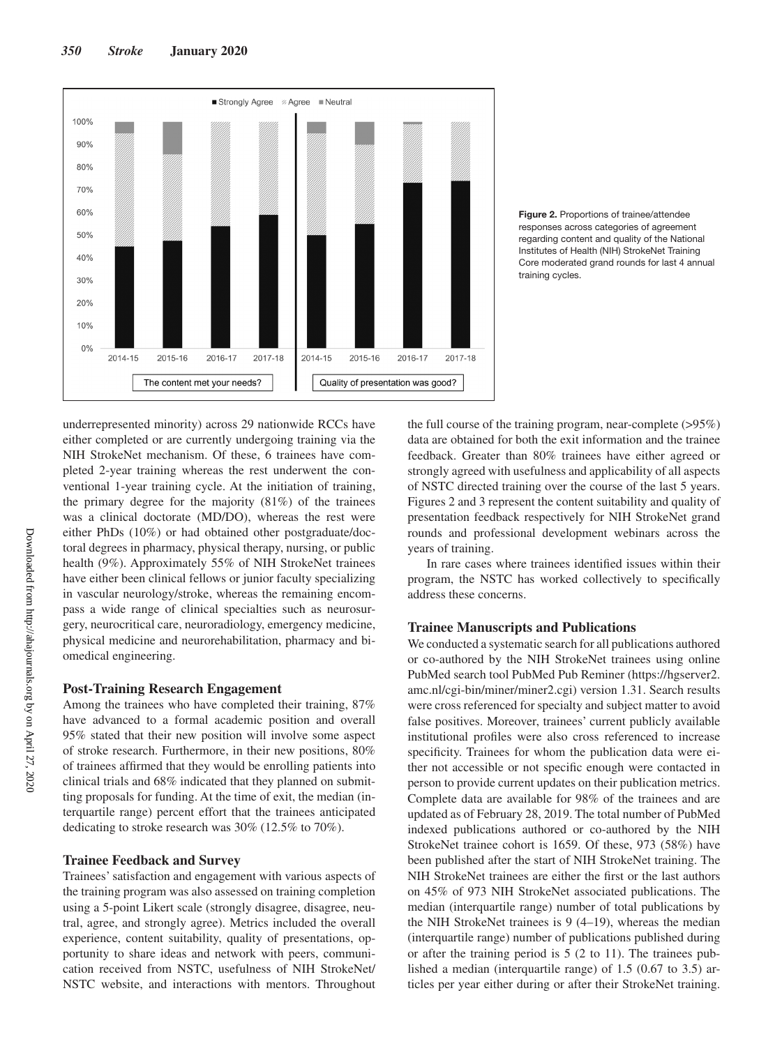**Figure 2.** Proportions of trainee/attendee responses across categories of agreement regarding content and quality of the National Institutes of Health (NIH) StrokeNet Training Core moderated grand rounds for last 4 annual training cycles.

underrepresented minority) across 29 nationwide RCCs have either completed or are currently undergoing training via the NIH StrokeNet mechanism. Of these, 6 trainees have completed 2-year training whereas the rest underwent the conventional 1-year training cycle. At the initiation of training, the primary degree for the majority (81%) of the trainees was a clinical doctorate (MD/DO), whereas the rest were either PhDs (10%) or had obtained other postgraduate/doctoral degrees in pharmacy, physical therapy, nursing, or public health (9%). Approximately 55% of NIH StrokeNet trainees have either been clinical fellows or junior faculty specializing in vascular neurology/stroke, whereas the remaining encompass a wide range of clinical specialties such as neurosurgery, neurocritical care, neuroradiology, emergency medicine, physical medicine and neurorehabilitation, pharmacy and biomedical engineering.

### Post-Training Research Engagement

Among the trainees who have completed their training, 87% have advanced to a formal academic position and overall 95% stated that their new position will involve some aspect of stroke research. Furthermore, in their new positions, 80% of trainees affirmed that they would be enrolling patients into clinical trials and 68% indicated that they planned on submitting proposals for funding. At the time of exit, the median (interquartile range) percent effort that the trainees anticipated dedicating to stroke research was 30% (12.5% to 70%).

### Trainee Feedback and Survey

Trainees' satisfaction and engagement with various aspects of the training program was also assessed on training completion using a 5-point Likert scale (strongly disagree, disagree, neutral, agree, and strongly agree). Metrics included the overall experience, content suitability, quality of presentations, opportunity to share ideas and network with peers, communication received from NSTC, usefulness of NIH StrokeNet/NSTC website, and interactions with mentors. Throughout the full course of the training program, near-complete (>95%) data are obtained for both the exit information and the trainee feedback. Greater than 80% trainees have either agreed or strongly agreed with usefulness and applicability of all aspects of NSTC directed training over the course of the last 5 years. Figures 2 and 3 represent the content suitability and quality of presentation feedback respectively for NIH StrokeNet grand rounds and professional development webinars across the years of training.

In rare cases where trainees identified issues within their program, the NSTC has worked collectively to specifically address these concerns.

### Trainee Manuscripts and Publications

We conducted a systematic search for all publications authored or co-authored by the NIH StrokeNet trainees using online PubMed search tool PubMed Pub Reminer (https://hgserver2.amc.nl/cgi-bin/miner/miner2.cgi) version 1.31. Search results were cross referenced for specialty and subject matter to avoid false positives. Moreover, trainees' current publicly available institutional profiles were also cross referenced to increase specificity. Trainees for whom the publication data were either not accessible or not specific enough were contacted in person to provide current updates on their publication metrics. Complete data are available for 98% of the trainees and are updated as of February 28, 2019. The total number of PubMed indexed publications authored or co-authored by the NIH StrokeNet trainee cohort is 1659. Of these, 973 (58%) have been published after the start of NIH StrokeNet training. The NIH StrokeNet trainees are either the first or the last authors on 45% of 973 NIH StrokeNet associated publications. The median (interquartile range) number of total publications by the NIH StrokeNet trainees is 9 (4–19), whereas the median (interquartile range) number of publications published during or after the training period is 5 (2 to 11). The trainees published a median (interquartile range) of 1.5 (0.67 to 3.5) articles per year either during or after their StrokeNet training.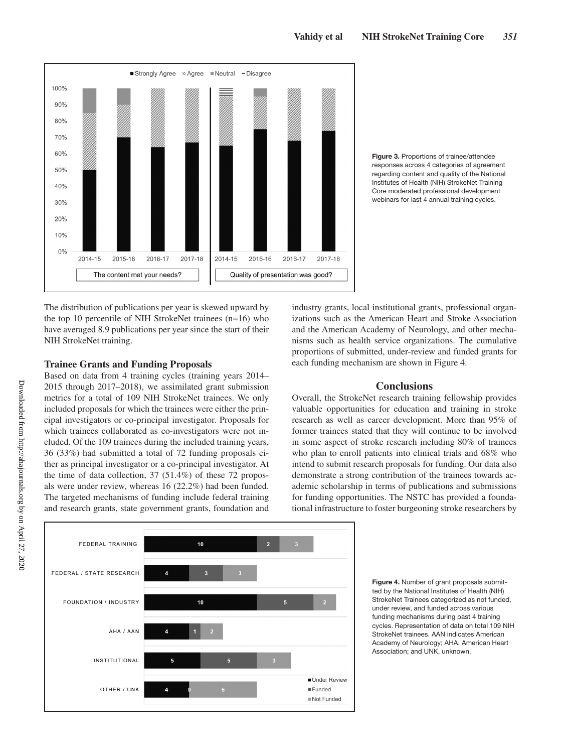Figure 3. Proportions of trainee/attendee responses across 4 categories of agreement regarding content and quality of the National Institutes of Health (NIH) StrokeNet Training Core moderated professional development webinars for last 4 annual training cycles.

The distribution of publications per year is skewed upward by the top 10 percentile of NIH StrokeNet trainees (n=16) who have averaged 8.9 publications per year since the start of their NIH StrokeNet training.

### Trainee Grants and Funding Proposals

Based on data from 4 training cycles (training years 2014–2015 through 2017–2018), we assimilated grant submission metrics for a total of 109 NIH StrokeNet trainees. We only included proposals for which the trainees were either the principal investigators or co-principal investigator. Proposals for which trainees collaborated as co-investigators were not included. Of the 109 trainees during the included training years, 36 (33%) had submitted a total of 72 funding proposals either as principal investigator or a co-principal investigator. At the time of data collection, 37 (51.4%) of these 72 proposals were under review, whereas 16 (22.2%) had been funded. The targeted mechanisms of funding include federal training and research grants, state government grants, foundation and industry grants, local institutional grants, professional organizations such as the American Heart and Stroke Association and the American Academy of Neurology, and other mechanisms such as health service organizations. The cumulative proportions of submitted, under-review and funded grants for each funding mechanism are shown in Figure 4.

## Conclusions

Overall, the StrokeNet research training fellowship provides valuable opportunities for education and training in stroke research as well as career development. More than 95% of former trainees stated that they will continue to be involved in some aspect of stroke research including 80% of trainees who plan to enroll patients into clinical trials and 68% who intend to submit research proposals for funding. Our data also demonstrate a strong contribution of the trainees towards academic scholarship in terms of publications and submissions for funding opportunities. The NSTC has provided a foundational infrastructure to foster burgeoning stroke researchers by

Figure 4. Number of grant proposals submitted by the National Institutes of Health (NIH) StrokeNet Trainees categorized as not funded, under review, and funded across various funding mechanisms during past 4 training cycles. Representation of data on total 109 NIH StrokeNet trainees. AAN indicates American Academy of Neurology; AHA, American Heart Association; and UNK, unknown.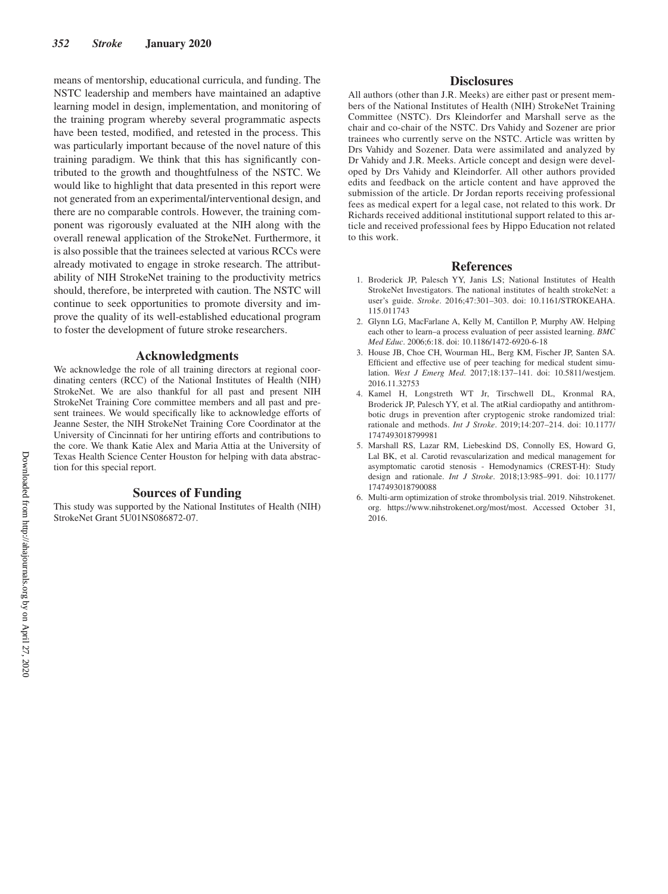means of mentorship, educational curricula, and funding. The NSTC leadership and members have maintained an adaptive learning model in design, implementation, and monitoring of the training program whereby several programmatic aspects have been tested, modified, and retested in the process. This was particularly important because of the novel nature of this training paradigm. We think that this has significantly contributed to the growth and thoughtfulness of the NSTC. We would like to highlight that data presented in this report were not generated from an experimental/interventional design, and there are no comparable controls. However, the training component was rigorously evaluated at the NIH along with the overall renewal application of the StrokeNet. Furthermore, it is also possible that the trainees selected at various RCCs were already motivated to engage in stroke research. The attributability of NIH StrokeNet training to the productivity metrics should, therefore, be interpreted with caution. The NSTC will continue to seek opportunities to promote diversity and improve the quality of its well-established educational program to foster the development of future stroke researchers.

## Acknowledgments

We acknowledge the role of all training directors at regional coordinating centers (RCC) of the National Institutes of Health (NIH) StrokeNet. We are also thankful for all past and present NIH StrokeNet Training Core committee members and all past and present trainees. We would specifically like to acknowledge efforts of Jeanne Sester, the NIH StrokeNet Training Core Coordinator at the University of Cincinnati for her untiring efforts and contributions to the core. We thank Katie Alex and Maria Attia at the University of Texas Health Science Center Houston for helping with data abstraction for this special report.

## Sources of Funding

This study was supported by the National Institutes of Health (NIH) StrokeNet Grant 5U01NS086872-07.

## Disclosures

All authors (other than J.R. Meeks) are either past or present members of the National Institutes of Health (NIH) StrokeNet Training Committee (NSTC). Drs Kleindorfer and Marshall serve as the chair and co-chair of the NSTC. Drs Vahidy and Sozener are prior trainees who currently serve on the NSTC. Article was written by Drs Vahidy and Sozener. Data were assimilated and analyzed by Dr Vahidy and J.R. Meeks. Article concept and design were developed by Drs Vahidy and Kleindorfer. All other authors provided edits and feedback on the article content and have approved the submission of the article. Dr Jordan reports receiving professional fees as medical expert for a legal case, not related to this work. Dr Richards received additional institutional support related to this article and received professional fees by Hippo Education not related to this work.

## References

1. Broderick JP, Palesch YY, Janis LS; National Institutes of Health StrokeNet Investigators. The national institutes of health strokeNet: a user's guide. *Stroke*. 2016;47:301–303. doi: 10.1161/STROKEAHA.115.011743
2. Glynn LG, MacFarlane A, Kelly M, Cantillon P, Murphy AW. Helping each other to learn–a process evaluation of peer assisted learning. *BMC Med Educ*. 2006;6:18. doi: 10.1186/1472-6920-6-18
3. House JB, Choe CH, Wourman HL, Berg KM, Fischer JP, Santen SA. Efficient and effective use of peer teaching for medical student simulation. *West J Emerg Med*. 2017;18:137–141. doi: 10.5811/westjem.2016.11.32753
4. Kamel H, Longstreth WT Jr, Tirschwell DL, Kronmal RA, Broderick JP, Palesch YY, et al. The atRial cardiopathy and antithrombotic drugs in prevention after cryptogenic stroke randomized trial: rationale and methods. *Int J Stroke*. 2019;14:207–214. doi: 10.1177/1747493018799981
5. Marshall RS, Lazar RM, Liebeskind DS, Connolly ES, Howard G, Lal BK, et al. Carotid revascularization and medical management for asymptomatic carotid stenosis - Hemodynamics (CREST-H): Study design and rationale. *Int J Stroke*. 2018;13:985–991. doi: 10.1177/1747493018790088
6. Multi-arm optimization of stroke thrombolysis trial. 2019. Nihstrokenet.org. https://www.nihstrokenet.org/most/most. Accessed October 31, 2016.